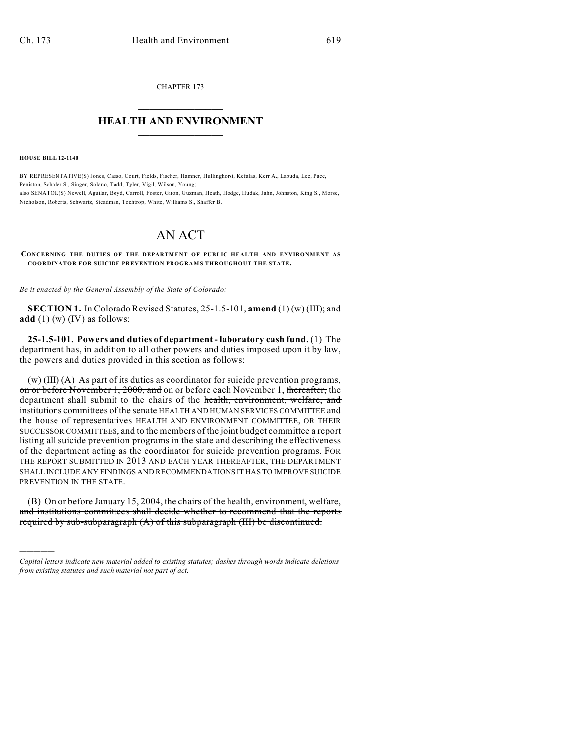CHAPTER 173

# HEALTH AND ENVIRONMENT

**HOUSE BILL 12-1140**

BY REPRESENTATIVE(S) Jones, Casso, Court, Fields, Fischer, Hamner, Hullinghorst, Kefalas, Kerr A., Labuda, Lee, Pace, Peniston, Schafer S., Singer, Solano, Todd, Tyler, Vigil, Wilson, Young;
also SENATOR(S) Newell, Aguilar, Boyd, Carroll, Foster, Giron, Guzman, Heath, Hodge, Hudak, Jahn, Johnston, King S., Morse, Nicholson, Roberts, Schwartz, Steadman, Tochtrop, White, Williams S., Shaffer B.

# AN ACT

**CONCERNING THE DUTIES OF THE DEPARTMENT OF PUBLIC HEALTH AND ENVIRONMENT AS COORDINATOR FOR SUICIDE PREVENTION PROGRAMS THROUGHOUT THE STATE.**

*Be it enacted by the General Assembly of the State of Colorado:*

**SECTION 1.** In Colorado Revised Statutes, 25-1.5-101, **amend** (1) (w) (III); and **add** (1) (w) (IV) as follows:

**25-1.5-101. Powers and duties of department - laboratory cash fund.** (1) The department has, in addition to all other powers and duties imposed upon it by law, the powers and duties provided in this section as follows:

(w) (III) (A) As part of its duties as coordinator for suicide prevention programs, ~~on or before November 1, 2000, and~~ on or before each November 1, ~~thereafter,~~ the department shall submit to the chairs of the ~~health, environment, welfare, and institutions committees of the~~ senate HEALTH AND HUMAN SERVICES COMMITTEE and the house of representatives HEALTH AND ENVIRONMENT COMMITTEE, OR THEIR SUCCESSOR COMMITTEES, and to the members of the joint budget committee a report listing all suicide prevention programs in the state and describing the effectiveness of the department acting as the coordinator for suicide prevention programs. FOR THE REPORT SUBMITTED IN 2013 AND EACH YEAR THEREAFTER, THE DEPARTMENT SHALL INCLUDE ANY FINDINGS AND RECOMMENDATIONS IT HAS TO IMPROVE SUICIDE PREVENTION IN THE STATE.

(B) ~~On or before January 15, 2004, the chairs of the health, environment, welfare, and institutions committees shall decide whether to recommend that the reports required by sub-subparagraph (A) of this subparagraph (III) be discontinued.~~

---

*Capital letters indicate new material added to existing statutes; dashes through words indicate deletions from existing statutes and such material not part of act.*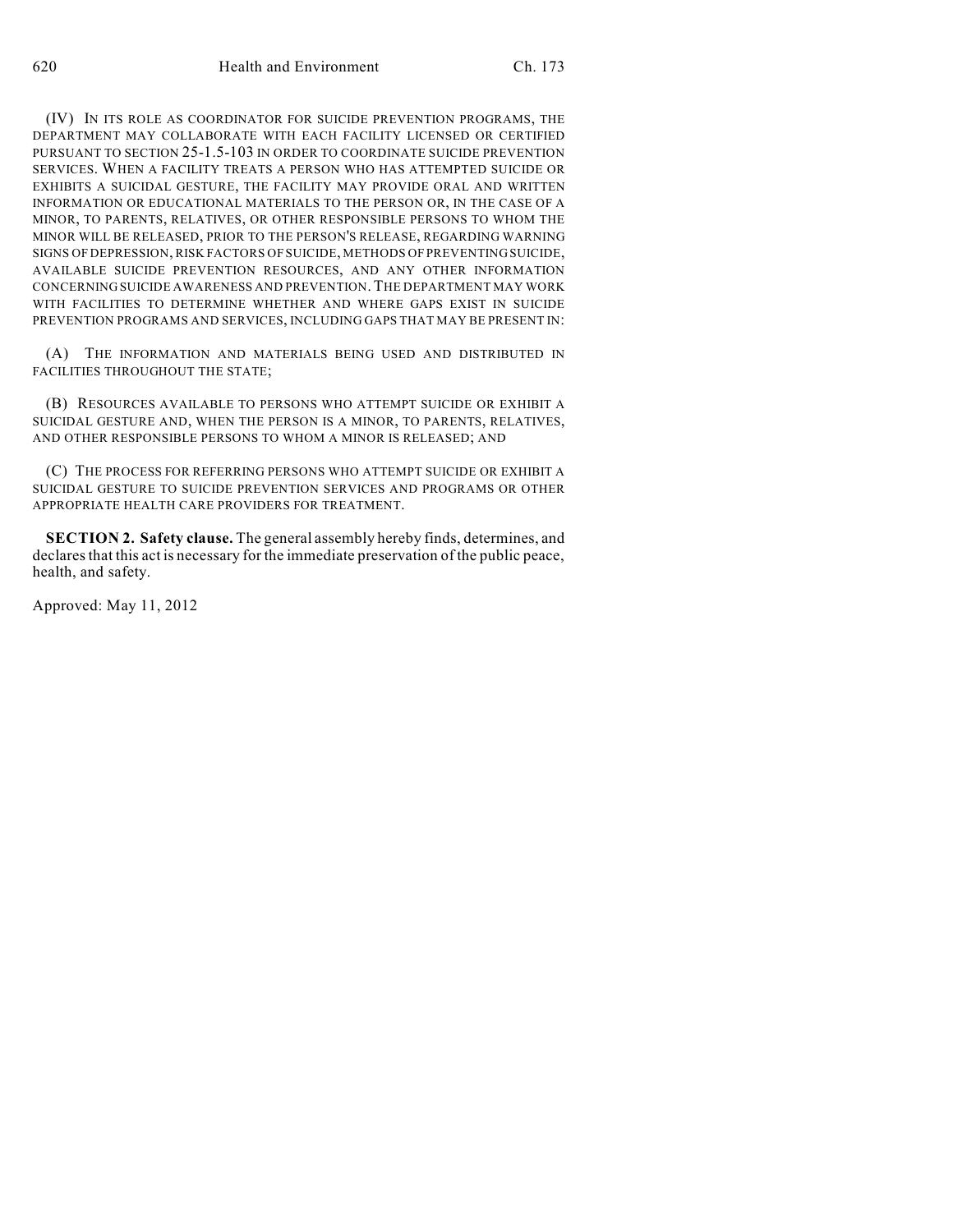(IV) IN ITS ROLE AS COORDINATOR FOR SUICIDE PREVENTION PROGRAMS, THE DEPARTMENT MAY COLLABORATE WITH EACH FACILITY LICENSED OR CERTIFIED PURSUANT TO SECTION 25-1.5-103 IN ORDER TO COORDINATE SUICIDE PREVENTION SERVICES. WHEN A FACILITY TREATS A PERSON WHO HAS ATTEMPTED SUICIDE OR EXHIBITS A SUICIDAL GESTURE, THE FACILITY MAY PROVIDE ORAL AND WRITTEN INFORMATION OR EDUCATIONAL MATERIALS TO THE PERSON OR, IN THE CASE OF A MINOR, TO PARENTS, RELATIVES, OR OTHER RESPONSIBLE PERSONS TO WHOM THE MINOR WILL BE RELEASED, PRIOR TO THE PERSON'S RELEASE, REGARDING WARNING SIGNS OF DEPRESSION, RISK FACTORS OF SUICIDE, METHODS OF PREVENTING SUICIDE, AVAILABLE SUICIDE PREVENTION RESOURCES, AND ANY OTHER INFORMATION CONCERNING SUICIDE AWARENESS AND PREVENTION. THE DEPARTMENT MAY WORK WITH FACILITIES TO DETERMINE WHETHER AND WHERE GAPS EXIST IN SUICIDE PREVENTION PROGRAMS AND SERVICES, INCLUDING GAPS THAT MAY BE PRESENT IN:

(A) THE INFORMATION AND MATERIALS BEING USED AND DISTRIBUTED IN FACILITIES THROUGHOUT THE STATE;

(B) RESOURCES AVAILABLE TO PERSONS WHO ATTEMPT SUICIDE OR EXHIBIT A SUICIDAL GESTURE AND, WHEN THE PERSON IS A MINOR, TO PARENTS, RELATIVES, AND OTHER RESPONSIBLE PERSONS TO WHOM A MINOR IS RELEASED; AND

(C) THE PROCESS FOR REFERRING PERSONS WHO ATTEMPT SUICIDE OR EXHIBIT A SUICIDAL GESTURE TO SUICIDE PREVENTION SERVICES AND PROGRAMS OR OTHER APPROPRIATE HEALTH CARE PROVIDERS FOR TREATMENT.

**SECTION 2. Safety clause.** The general assembly hereby finds, determines, and declares that this act is necessary for the immediate preservation of the public peace, health, and safety.

Approved: May 11, 2012